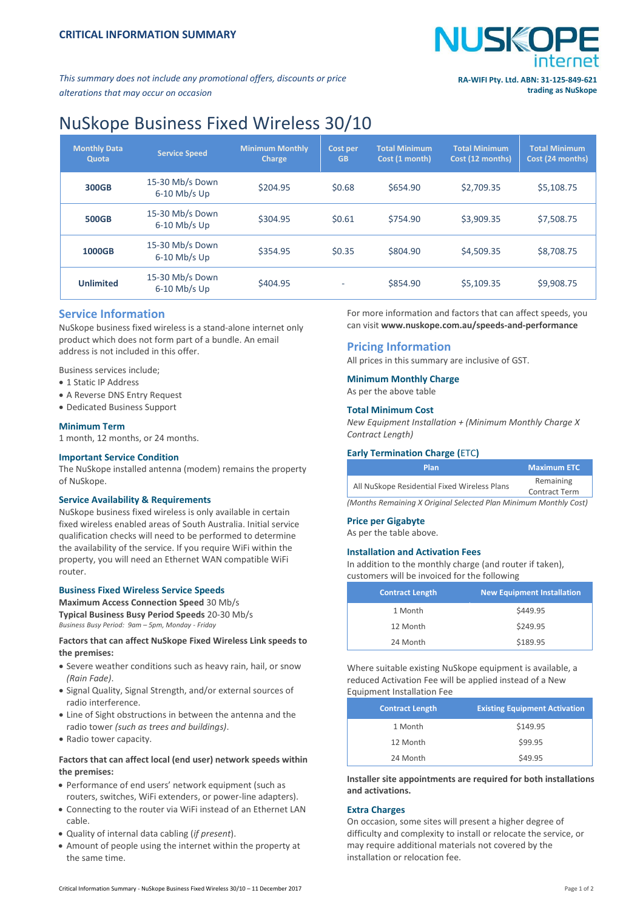**CRITICAL INFORMATION SUMMARY**

*This summary does not include any promotional offers, discounts or price alterations that may occur on occasion*

**RA-WIFI Pty. Ltd. ABN: 31-125-849-621 trading as NuSkope**

# NuSkope Business Fixed Wireless 30/10

| Monthly Data Quota | Service Speed | Minimum Monthly Charge | Cost per GB | Total Minimum Cost (1 month) | Total Minimum Cost (12 months) | Total Minimum Cost (24 months) |
|---|---|---|---|---|---|---|
| **300GB** | 15-30 Mb/s Down 6-10 Mb/s Up | $204.95 | $0.68 | $654.90 | $2,709.35 | $5,108.75 |
| **500GB** | 15-30 Mb/s Down 6-10 Mb/s Up | $304.95 | $0.61 | $754.90 | $3,909.35 | $7,508.75 |
| **1000GB** | 15-30 Mb/s Down 6-10 Mb/s Up | $354.95 | $0.35 | $804.90 | $4,509.35 | $8,708.75 |
| **Unlimited** | 15-30 Mb/s Down 6-10 Mb/s Up | $404.95 | - | $854.90 | $5,109.35 | $9,908.75 |

## Service Information

NuSkope business fixed wireless is a stand-alone internet only product which does not form part of a bundle. An email address is not included in this offer.

Business services include;

- 1 Static IP Address
- A Reverse DNS Entry Request
- Dedicated Business Support

### Minimum Term

1 month, 12 months, or 24 months.

### Important Service Condition

The NuSkope installed antenna (modem) remains the property of NuSkope.

### Service Availability & Requirements

NuSkope business fixed wireless is only available in certain fixed wireless enabled areas of South Australia. Initial service qualification checks will need to be performed to determine the availability of the service. If you require WiFi within the property, you will need an Ethernet WAN compatible WiFi router.

### Business Fixed Wireless Service Speeds

**Maximum Access Connection Speed** 30 Mb/s
**Typical Business Busy Period Speeds** 20-30 Mb/s
*Business Busy Period: 9am – 5pm, Monday - Friday*

**Factors that can affect NuSkope Fixed Wireless Link speeds to the premises:**

- Severe weather conditions such as heavy rain, hail, or snow *(Rain Fade)*.
- Signal Quality, Signal Strength, and/or external sources of radio interference.
- Line of Sight obstructions in between the antenna and the radio tower *(such as trees and buildings)*.
- Radio tower capacity.

**Factors that can affect local (end user) network speeds within the premises:**

- Performance of end users' network equipment (such as routers, switches, WiFi extenders, or power-line adapters).
- Connecting to the router via WiFi instead of an Ethernet LAN cable.
- Quality of internal data cabling (*if present*).
- Amount of people using the internet within the property at the same time.

For more information and factors that can affect speeds, you can visit **www.nuskope.com.au/speeds-and-performance**

## Pricing Information

All prices in this summary are inclusive of GST.

### Minimum Monthly Charge

As per the above table

### Total Minimum Cost

*New Equipment Installation + (Minimum Monthly Charge X Contract Length)*

### Early Termination Charge (ETC)

| Plan | Maximum ETC |
|---|---|
| All NuSkope Residential Fixed Wireless Plans | Remaining Contract Term |

*(Months Remaining X Original Selected Plan Minimum Monthly Cost)*

### Price per Gigabyte

As per the table above.

### Installation and Activation Fees

In addition to the monthly charge (and router if taken), customers will be invoiced for the following

| Contract Length | New Equipment Installation |
|---|---|
| 1 Month | $449.95 |
| 12 Month | $249.95 |
| 24 Month | $189.95 |

Where suitable existing NuSkope equipment is available, a reduced Activation Fee will be applied instead of a New Equipment Installation Fee

| Contract Length | Existing Equipment Activation |
|---|---|
| 1 Month | $149.95 |
| 12 Month | $99.95 |
| 24 Month | $49.95 |

**Installer site appointments are required for both installations and activations.**

### Extra Charges

On occasion, some sites will present a higher degrees of difficulty and complexity to install or relocate the service, or may require additional materials not covered by the installation or relocation fee.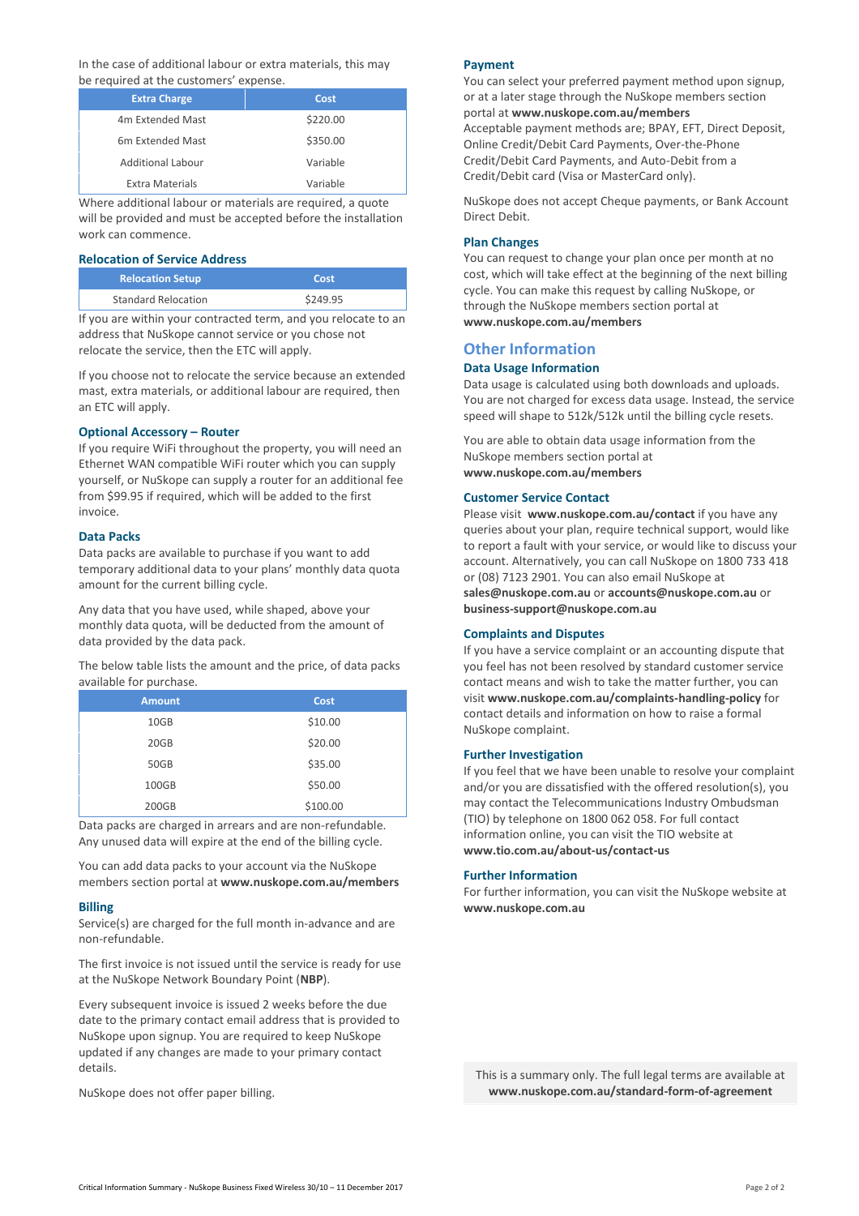In the case of additional labour or extra materials, this may be required at the customers' expense.

| Extra Charge | Cost |
|---|---|
| 4m Extended Mast | $220.00 |
| 6m Extended Mast | $350.00 |
| Additional Labour | Variable |
| Extra Materials | Variable |

Where additional labour or materials are required, a quote will be provided and must be accepted before the installation work can commence.

### Relocation of Service Address

| Relocation Setup | Cost |
|---|---|
| Standard Relocation | $249.95 |

If you are within your contracted term, and you relocate to an address that NuSkope cannot service or you chose not relocate the service, then the ETC will apply.

If you choose not to relocate the service because an extended mast, extra materials, or additional labour are required, then an ETC will apply.

### Optional Accessory – Router

If you require WiFi throughout the property, you will need an Ethernet WAN compatible WiFi router which you can supply yourself, or NuSkope can supply a router for an additional fee from $99.95 if required, which will be added to the first invoice.

### Data Packs

Data packs are available to purchase if you want to add temporary additional data to your plans' monthly data quota amount for the current billing cycle.

Any data that you have used, while shaped, above your monthly data quota, will be deducted from the amount of data provided by the data pack.

The below table lists the amount and the price, of data packs available for purchase.

| Amount | Cost |
|---|---|
| 10GB | $10.00 |
| 20GB | $20.00 |
| 50GB | $35.00 |
| 100GB | $50.00 |
| 200GB | $100.00 |

Data packs are charged in arrears and are non-refundable. Any unused data will expire at the end of the billing cycle.

You can add data packs to your account via the NuSkope members section portal at **www.nuskope.com.au/members**

### Billing

Service(s) are charged for the full month in-advance and are non-refundable.

The first invoice is not issued until the service is ready for use at the NuSkope Network Boundary Point (**NBP**).

Every subsequent invoice is issued 2 weeks before the due date to the primary contact email address that is provided to NuSkope upon signup. You are required to keep NuSkope updated if any changes are made to your primary contact details.

NuSkope does not offer paper billing.

### Payment

You can select your preferred payment method upon signup, or at a later stage through the NuSkope members section portal at **www.nuskope.com.au/members**
Acceptable payment methods are; BPAY, EFT, Direct Deposit, Online Credit/Debit Card Payments, Over-the-Phone Credit/Debit Card Payments, and Auto-Debit from a Credit/Debit card (Visa or MasterCard only).

NuSkope does not accept Cheque payments, or Bank Account Direct Debit.

### Plan Changes

You can request to change your plan once per month at no cost, which will take effect at the beginning of the next billing cycle. You can make this request by calling NuSkope, or through the NuSkope members section portal at **www.nuskope.com.au/members**

## Other Information

### Data Usage Information

Data usage is calculated using both downloads and uploads. You are not charged for excess data usage. Instead, the service speed will shape to 512k/512k until the billing cycle resets.

You are able to obtain data usage information from the NuSkope members section portal at **www.nuskope.com.au/members**

### Customer Service Contact

Please visit **www.nuskope.com.au/contact** if you have any queries about your plan, require technical support, would like to report a fault with your service, or would like to discuss your account. Alternatively, you can call NuSkope on 1800 733 418 or (08) 7123 2901. You can also email NuSkope at **sales@nuskope.com.au** or **accounts@nuskope.com.au** or **business-support@nuskope.com.au**

### Complaints and Disputes

If you have a service complaint or an accounting dispute that you feel has not been resolved by standard customer service contact means and wish to take the matter further, you can visit **www.nuskope.com.au/complaints-handling-policy** for contact details and information on how to raise a formal NuSkope complaint.

### Further Investigation

If you feel that we have been unable to resolve your complaint and/or you are dissatisfied with the offered resolution(s), you may contact the Telecommunications Industry Ombudsman (TIO) by telephone on 1800 062 058. For full contact information online, you can visit the TIO website at **www.tio.com.au/about-us/contact-us**

### Further Information

For further information, you can visit the NuSkope website at **www.nuskope.com.au**

This is a summary only. The full legal terms are available at **www.nuskope.com.au/standard-form-of-agreement**